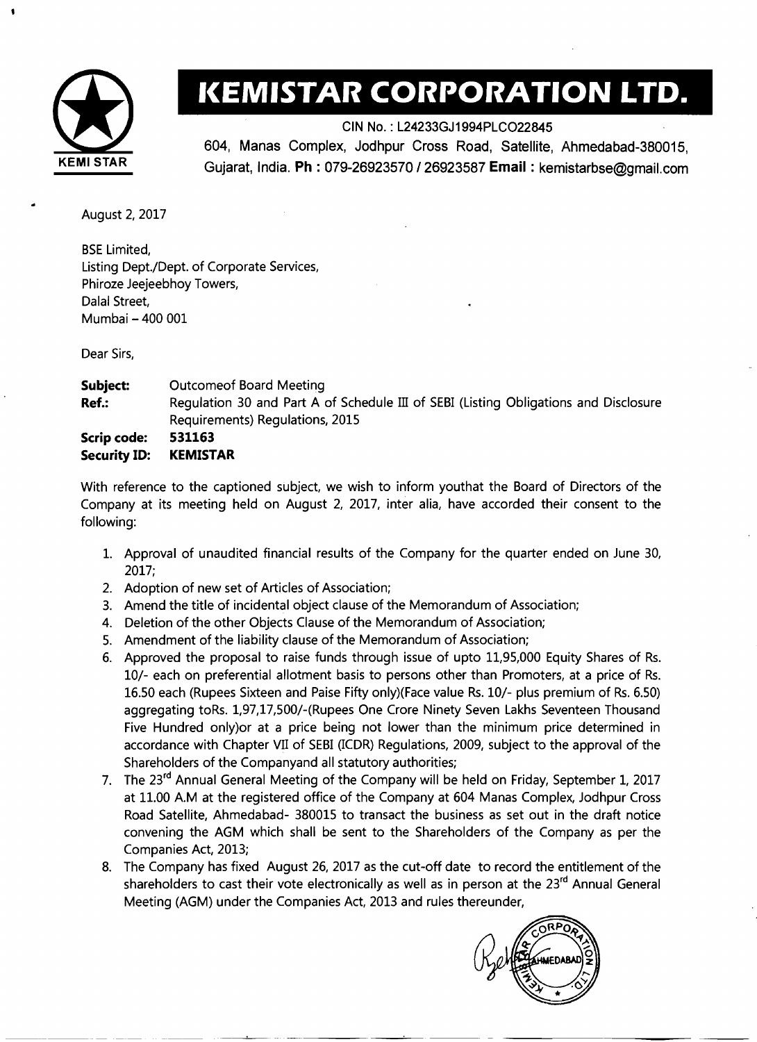# KEMISTAR CORPORATION LTD.

CIN No. : L24233GJ1994PLCO22845

604, Manas Complex, Jodhpur Cross Road, Satellite, Ahmedabad-380015, Gujarat, India. **Ph :** 079-26923570 / 26923587 **Email :** kemistarbse@gmail.com

August 2, 2017

BSE Limited,
Listing Dept./Dept. of Corporate Services,
Phiroze Jeejeebhoy Towers,
Dalal Street,
Mumbai – 400 001

Dear Sirs,

| | |
|---|---|
| **Subject:** | Outcomeof Board Meeting |
| **Ref.:** | Regulation 30 and Part A of Schedule III of SEBI (Listing Obligations and Disclosure Requirements) Regulations, 2015 |
| **Scrip code:** | **531163** |
| **Security ID:** | **KEMISTAR** |

With reference to the captioned subject, we wish to inform youthat the Board of Directors of the Company at its meeting held on August 2, 2017, inter alia, have accorded their consent to the following:

1. Approval of unaudited financial results of the Company for the quarter ended on June 30, 2017;
2. Adoption of new set of Articles of Association;
3. Amend the title of incidental object clause of the Memorandum of Association;
4. Deletion of the other Objects Clause of the Memorandum of Association;
5. Amendment of the liability clause of the Memorandum of Association;
6. Approved the proposal to raise funds through issue of upto 11,95,000 Equity Shares of Rs. 10/- each on preferential allotment basis to persons other than Promoters, at a price of Rs. 16.50 each (Rupees Sixteen and Paise Fifty only)(Face value Rs. 10/- plus premium of Rs. 6.50) aggregating toRs. 1,97,17,500/-(Rupees One Crore Ninety Seven Lakhs Seventeen Thousand Five Hundred only)or at a price being not lower than the minimum price determined in accordance with Chapter VII of SEBI (ICDR) Regulations, 2009, subject to the approval of the Shareholders of the Companyand all statutory authorities;
7. The 23rd Annual General Meeting of the Company will be held on Friday, September 1, 2017 at 11.00 A.M at the registered office of the Company at 604 Manas Complex, Jodhpur Cross Road Satellite, Ahmedabad- 380015 to transact the business as set out in the draft notice convening the AGM which shall be sent to the Shareholders of the Company as per the Companies Act, 2013;
8. The Company has fixed August 26, 2017 as the cut-off date to record the entitlement of the shareholders to cast their vote electronically as well as in person at the 23rd Annual General Meeting (AGM) under the Companies Act, 2013 and rules thereunder,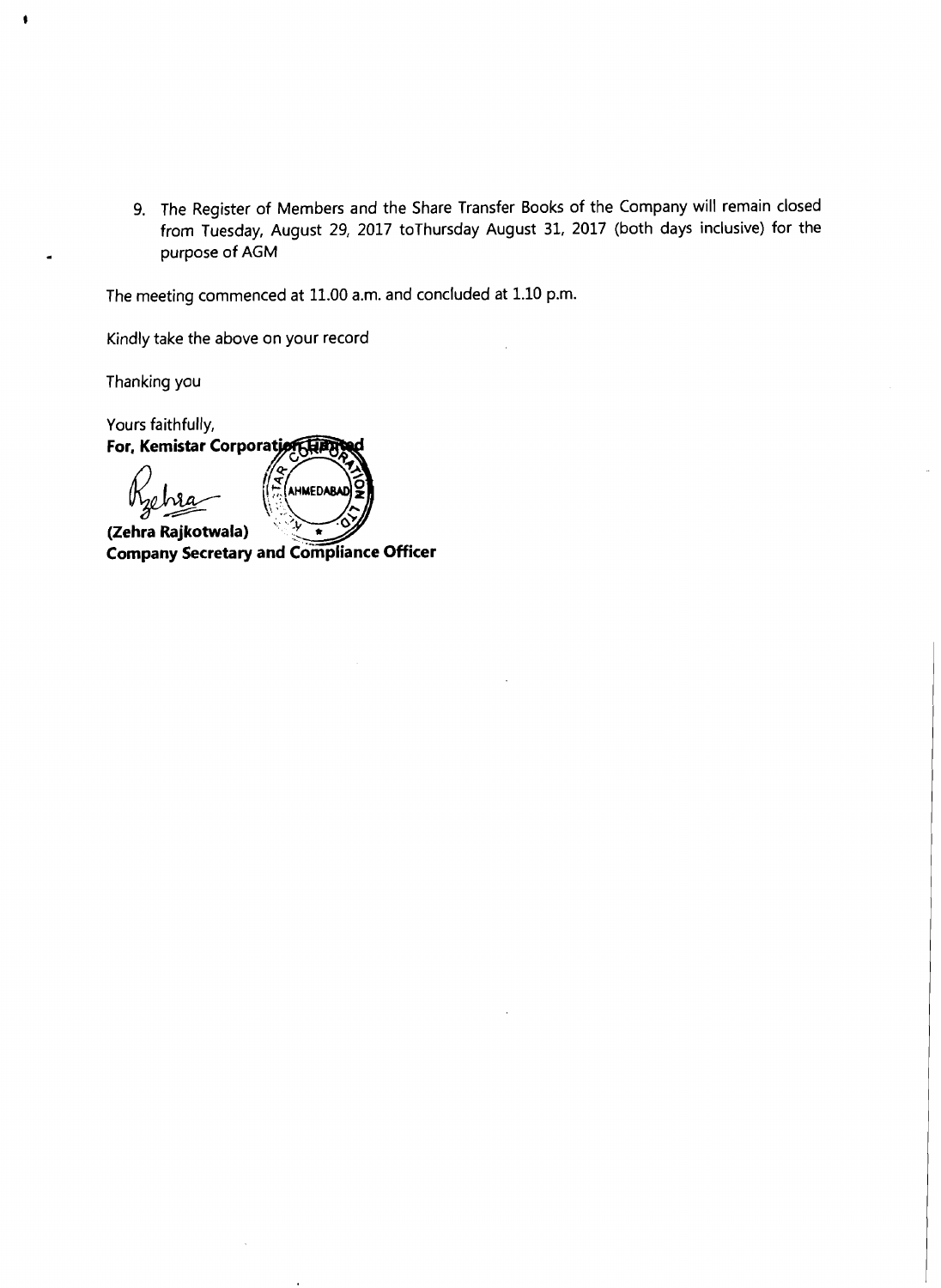9. The Register of Members and the Share Transfer Books of the Company will remain closed from Tuesday, August 29, 2017 toThursday August 31, 2017 (both days inclusive) for the purpose of AGM

The meeting commenced at 11.00 a.m. and concluded at 1.10 p.m.

Kindly take the above on your record

Thanking you

Yours faithfully,
**For, Kemistar Corporation Limited**

**(Zehra Rajkotwala)**
**Company Secretary and Compliance Officer**